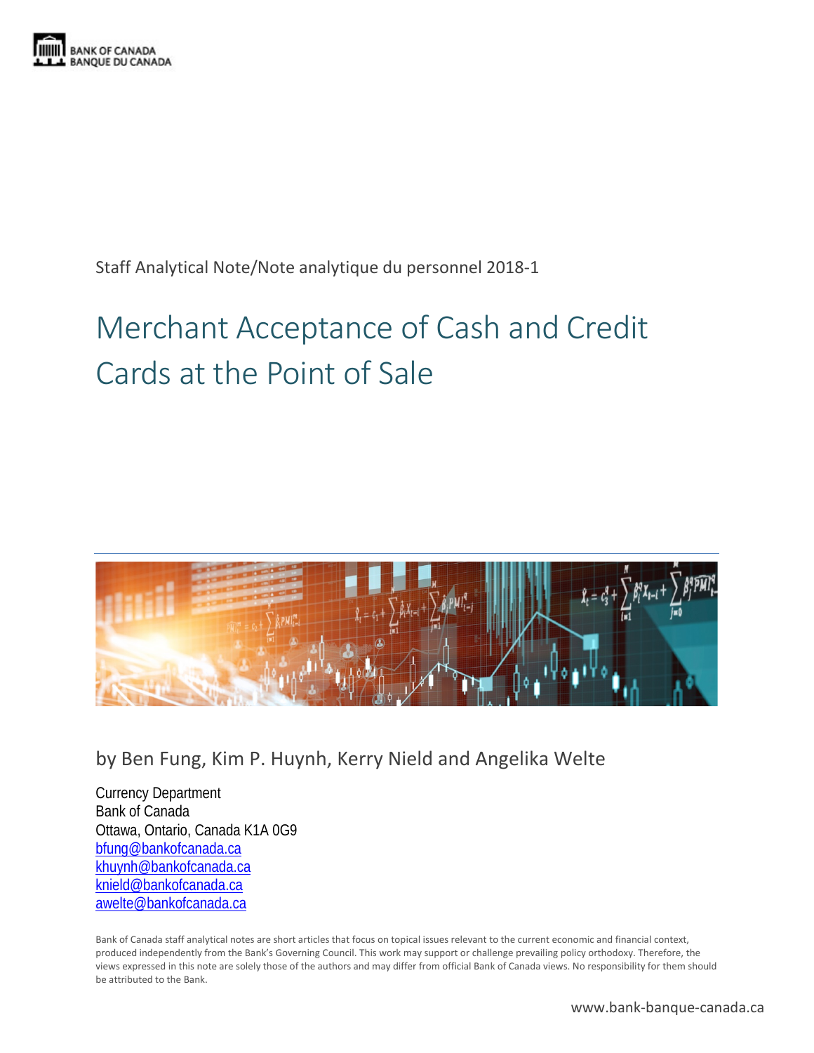BANK OF CANADA
BANQUE DU CANADA

Staff Analytical Note/Note analytique du personnel 2018-1

# Merchant Acceptance of Cash and Credit Cards at the Point of Sale

by Ben Fung, Kim P. Huynh, Kerry Nield and Angelika Welte

Currency Department
Bank of Canada
Ottawa, Ontario, Canada K1A 0G9
bfung@bankofcanada.ca
khuynh@bankofcanada.ca
knield@bankofcanada.ca
awelte@bankofcanada.ca

Bank of Canada staff analytical notes are short articles that focus on topical issues relevant to the current economic and financial context, produced independently from the Bank's Governing Council. This work may support or challenge prevailing policy orthodoxy. Therefore, the views expressed in this note are solely those of the authors and may differ from official Bank of Canada views. No responsibility for them should be attributed to the Bank.

www.bank-banque-canada.ca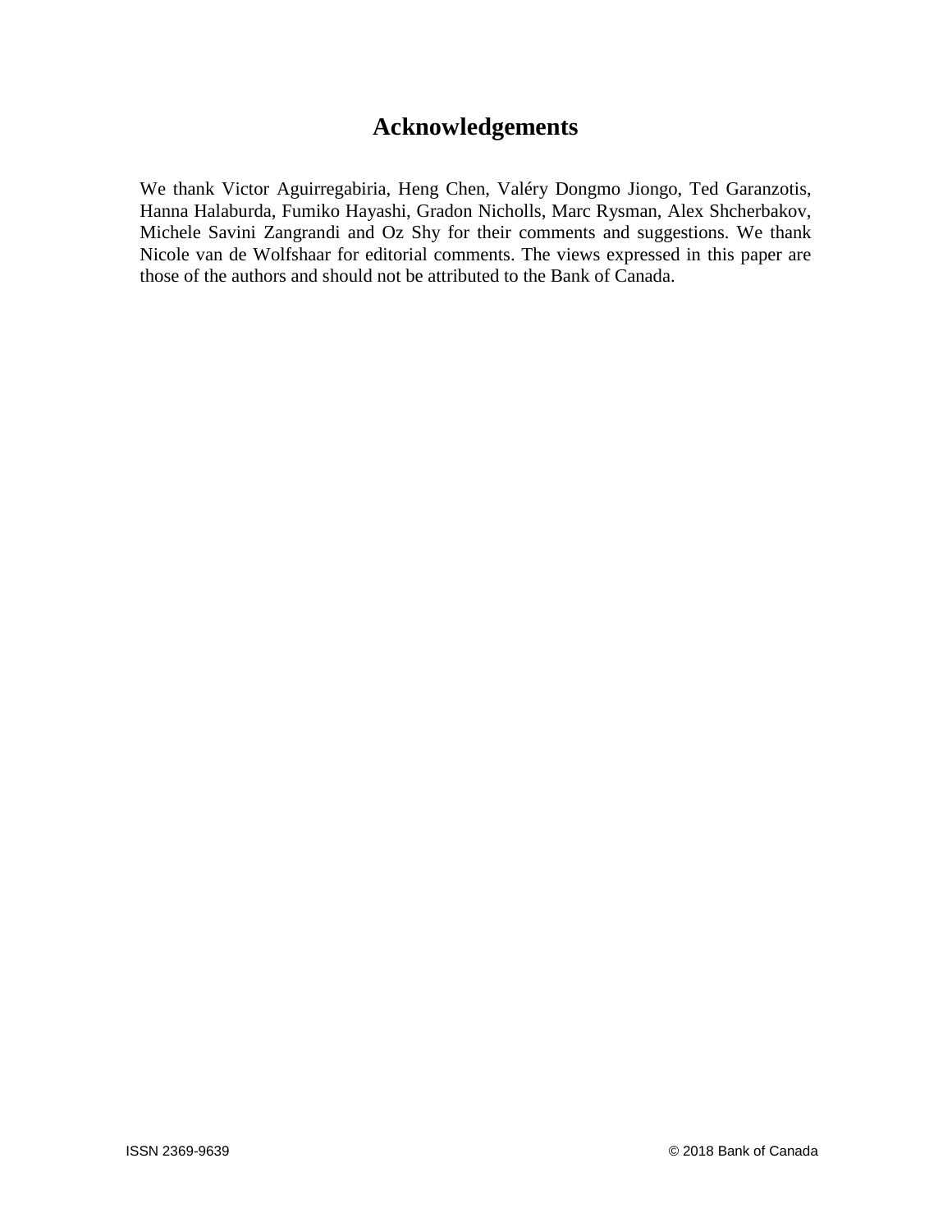## Acknowledgements

We thank Victor Aguirregabiria, Heng Chen, Valéry Dongmo Jiongo, Ted Garanzotis, Hanna Halaburda, Fumiko Hayashi, Gradon Nicholls, Marc Rysman, Alex Shcherbakov, Michele Savini Zangrandi and Oz Shy for their comments and suggestions. We thank Nicole van de Wolfshaar for editorial comments. The views expressed in this paper are those of the authors and should not be attributed to the Bank of Canada.

ISSN 2369-9639 © 2018 Bank of Canada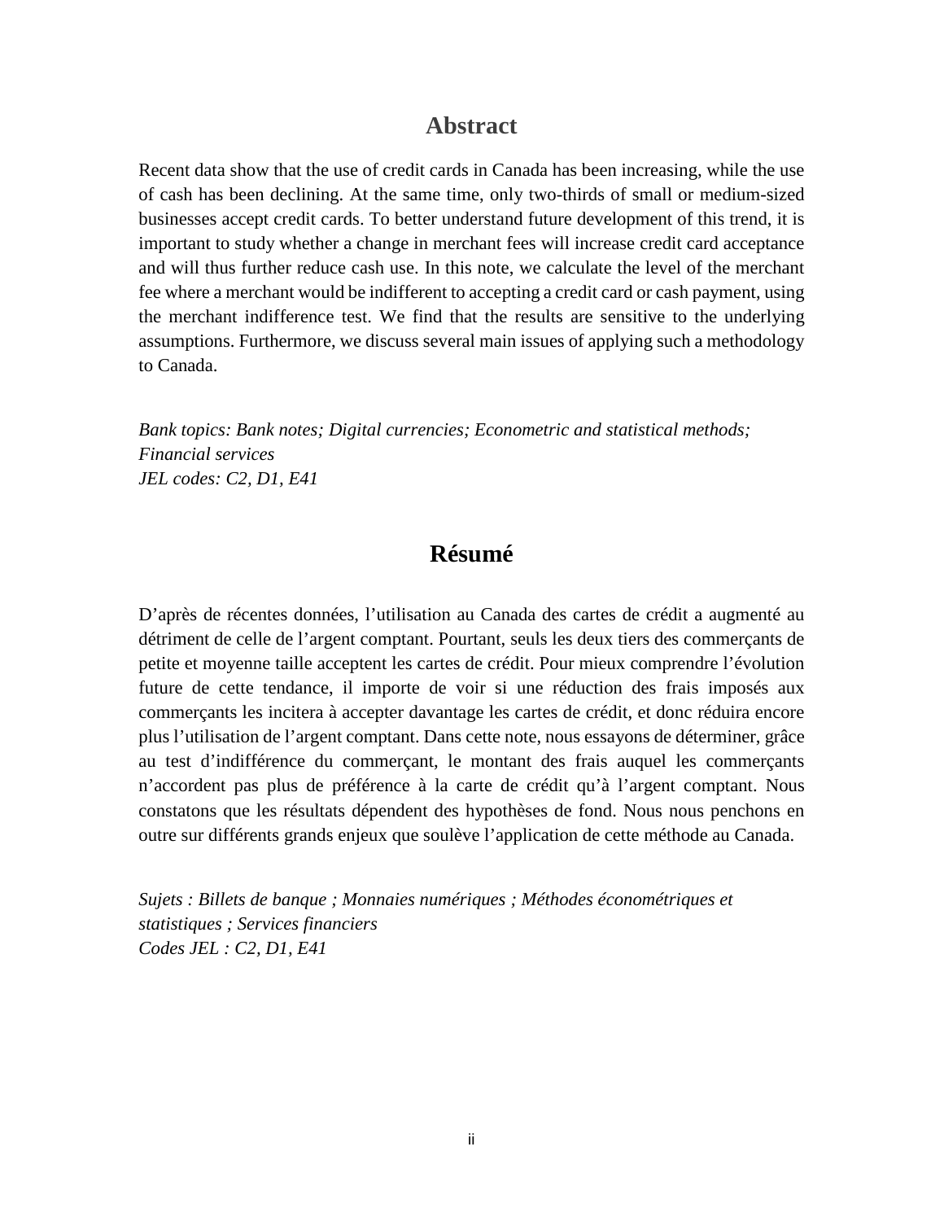## Abstract

Recent data show that the use of credit cards in Canada has been increasing, while the use of cash has been declining. At the same time, only two-thirds of small or medium-sized businesses accept credit cards. To better understand future development of this trend, it is important to study whether a change in merchant fees will increase credit card acceptance and will thus further reduce cash use. In this note, we calculate the level of the merchant fee where a merchant would be indifferent to accepting a credit card or cash payment, using the merchant indifference test. We find that the results are sensitive to the underlying assumptions. Furthermore, we discuss several main issues of applying such a methodology to Canada.

*Bank topics: Bank notes; Digital currencies; Econometric and statistical methods; Financial services*
*JEL codes: C2, D1, E41*

## Résumé

D'après de récentes données, l'utilisation au Canada des cartes de crédit a augmenté au détriment de celle de l'argent comptant. Pourtant, seuls les deux tiers des commerçants de petite et moyenne taille acceptent les cartes de crédit. Pour mieux comprendre l'évolution future de cette tendance, il importe de voir si une réduction des frais imposés aux commerçants les incitera à accepter davantage les cartes de crédit, et donc réduira encore plus l'utilisation de l'argent comptant. Dans cette note, nous essayons de déterminer, grâce au test d'indifférence du commerçant, le montant des frais auquel les commerçants n'accordent pas plus de préférence à la carte de crédit qu'à l'argent comptant. Nous constatons que les résultats dépendent des hypothèses de fond. Nous nous penchons en outre sur différents grands enjeux que soulève l'application de cette méthode au Canada.

*Sujets : Billets de banque ; Monnaies numériques ; Méthodes économétriques et statistiques ; Services financiers*
*Codes JEL : C2, D1, E41*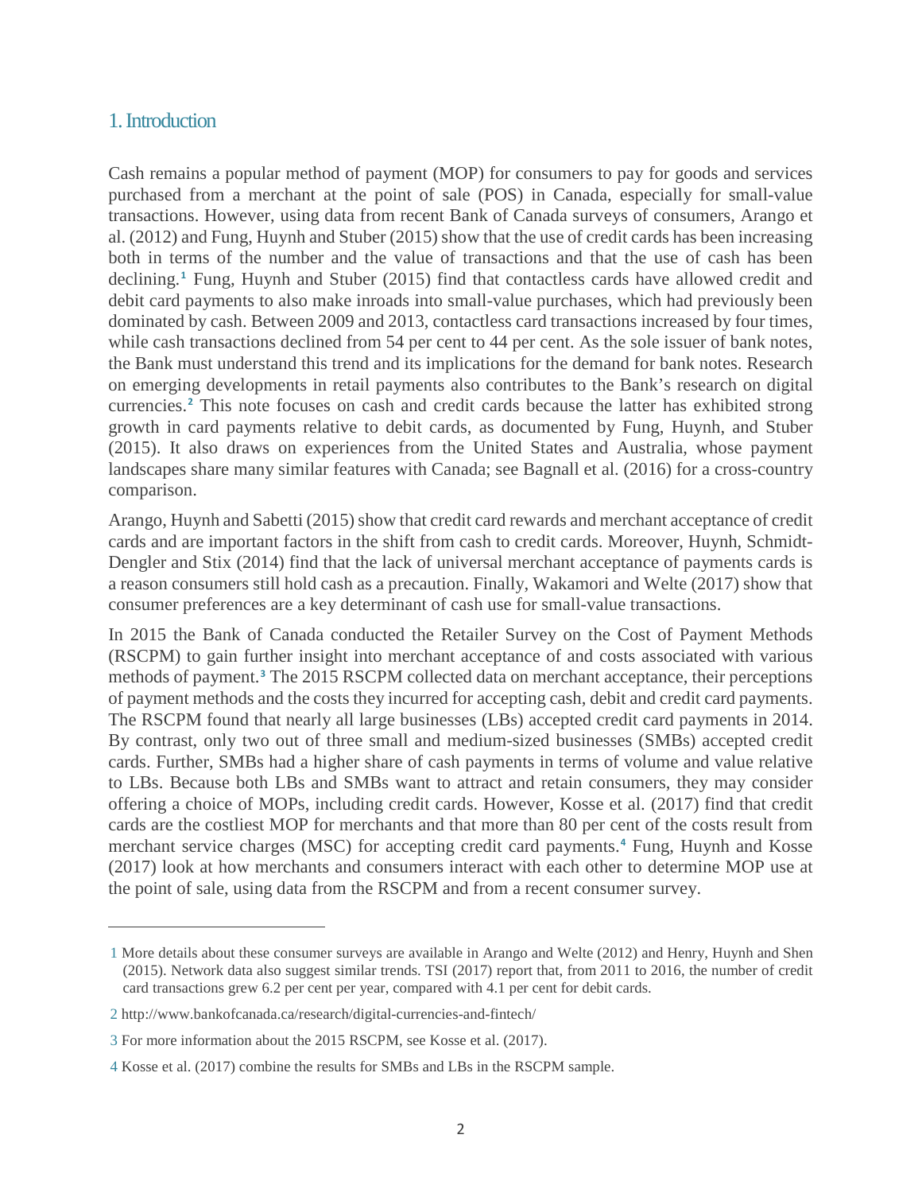## 1. Introduction

Cash remains a popular method of payment (MOP) for consumers to pay for goods and services purchased from a merchant at the point of sale (POS) in Canada, especially for small-value transactions. However, using data from recent Bank of Canada surveys of consumers, Arango et al. (2012) and Fung, Huynh and Stuber (2015) show that the use of credit cards has been increasing both in terms of the number and the value of transactions and that the use of cash has been declining.[1] Fung, Huynh and Stuber (2015) find that contactless cards have allowed credit and debit card payments to also make inroads into small-value purchases, which had previously been dominated by cash. Between 2009 and 2013, contactless card transactions increased by four times, while cash transactions declined from 54 per cent to 44 per cent. As the sole issuer of bank notes, the Bank must understand this trend and its implications for the demand for bank notes. Research on emerging developments in retail payments also contributes to the Bank's research on digital currencies.[2] This note focuses on cash and credit cards because the latter has exhibited strong growth in card payments relative to debit cards, as documented by Fung, Huynh, and Stuber (2015). It also draws on experiences from the United States and Australia, whose payment landscapes share many similar features with Canada; see Bagnall et al. (2016) for a cross-country comparison.

Arango, Huynh and Sabetti (2015) show that credit card rewards and merchant acceptance of credit cards and are important factors in the shift from cash to credit cards. Moreover, Huynh, Schmidt-Dengler and Stix (2014) find that the lack of universal merchant acceptance of payments cards is a reason consumers still hold cash as a precaution. Finally, Wakamori and Welte (2017) show that consumer preferences are a key determinant of cash use for small-value transactions.

In 2015 the Bank of Canada conducted the Retailer Survey on the Cost of Payment Methods (RSCPM) to gain further insight into merchant acceptance of and costs associated with various methods of payment.[3] The 2015 RSCPM collected data on merchant acceptance, their perceptions of payment methods and the costs they incurred for accepting cash, debit and credit card payments. The RSCPM found that nearly all large businesses (LBs) accepted credit card payments in 2014. By contrast, only two out of three small and medium-sized businesses (SMBs) accepted credit cards. Further, SMBs had a higher share of cash payments in terms of volume and value relative to LBs. Because both LBs and SMBs want to attract and retain consumers, they may consider offering a choice of MOPs, including credit cards. However, Kosse et al. (2017) find that credit cards are the costliest MOP for merchants and that more than 80 per cent of the costs result from merchant service charges (MSC) for accepting credit card payments.[4] Fung, Huynh and Kosse (2017) look at how merchants and consumers interact with each other to determine MOP use at the point of sale, using data from the RSCPM and from a recent consumer survey.

---

1 More details about these consumer surveys are available in Arango and Welte (2012) and Henry, Huynh and Shen (2015). Network data also suggest similar trends. TSI (2017) report that, from 2011 to 2016, the number of credit card transactions grew 6.2 per cent per year, compared with 4.1 per cent for debit cards.

2 http://www.bankofcanada.ca/research/digital-currencies-and-fintech/

3 For more information about the 2015 RSCPM, see Kosse et al. (2017).

4 Kosse et al. (2017) combine the results for SMBs and LBs in the RSCPM sample.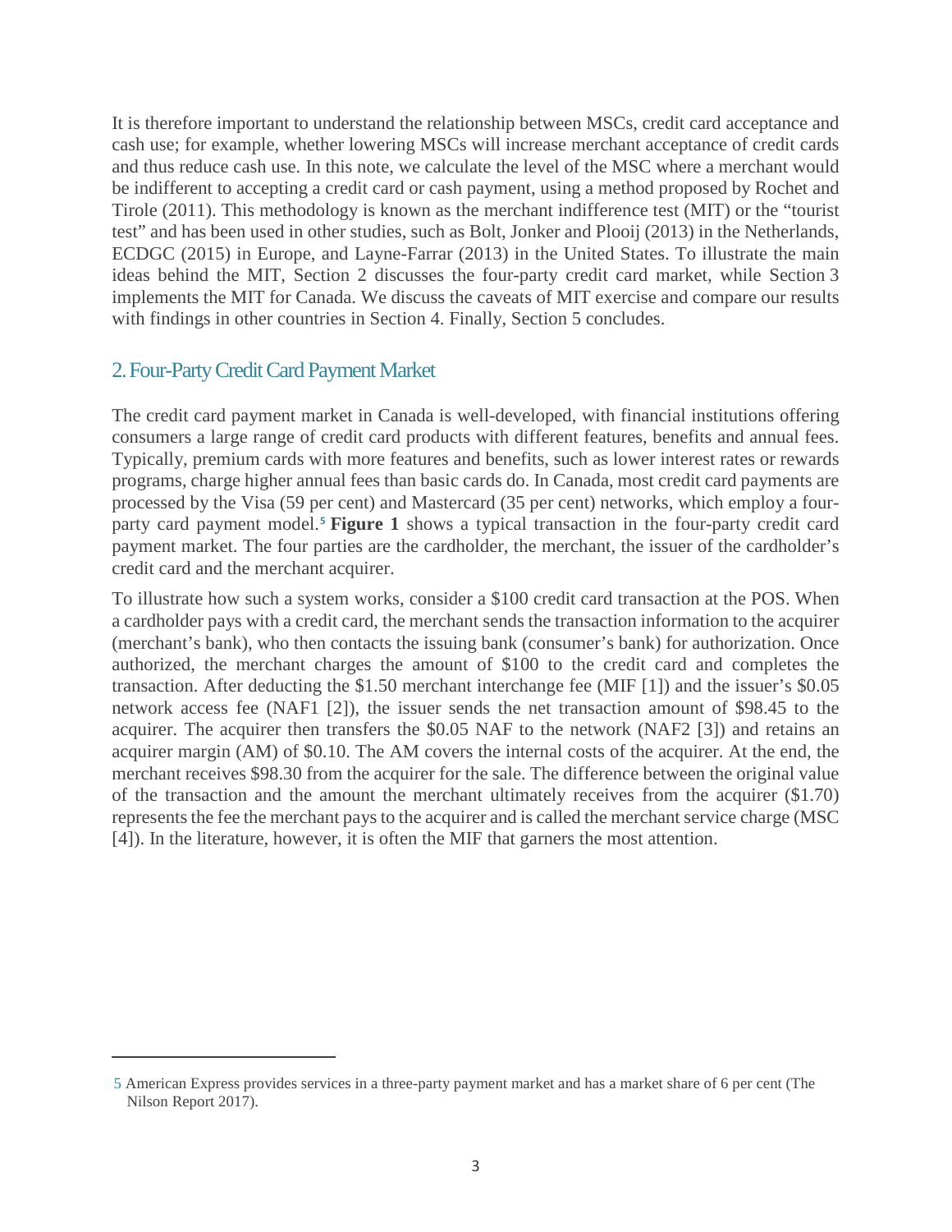It is therefore important to understand the relationship between MSCs, credit card acceptance and cash use; for example, whether lowering MSCs will increase merchant acceptance of credit cards and thus reduce cash use. In this note, we calculate the level of the MSC where a merchant would be indifferent to accepting a credit card or cash payment, using a method proposed by Rochet and Tirole (2011). This methodology is known as the merchant indifference test (MIT) or the "tourist test" and has been used in other studies, such as Bolt, Jonker and Plooij (2013) in the Netherlands, ECDGC (2015) in Europe, and Layne-Farrar (2013) in the United States. To illustrate the main ideas behind the MIT, Section 2 discusses the four-party credit card market, while Section 3 implements the MIT for Canada. We discuss the caveats of MIT exercise and compare our results with findings in other countries in Section 4. Finally, Section 5 concludes.

## 2. Four-Party Credit Card Payment Market

The credit card payment market in Canada is well-developed, with financial institutions offering consumers a large range of credit card products with different features, benefits and annual fees. Typically, premium cards with more features and benefits, such as lower interest rates or rewards programs, charge higher annual fees than basic cards do. In Canada, most credit card payments are processed by the Visa (59 per cent) and Mastercard (35 per cent) networks, which employ a four-party card payment model.[5] **Figure 1** shows a typical transaction in the four-party credit card payment market. The four parties are the cardholder, the merchant, the issuer of the cardholder's credit card and the merchant acquirer.

To illustrate how such a system works, consider a $100 credit card transaction at the POS. When a cardholder pays with a credit card, the merchant sends the transaction information to the acquirer (merchant's bank), who then contacts the issuing bank (consumer's bank) for authorization. Once authorized, the merchant charges the amount of $100 to the credit card and completes the transaction. After deducting the $1.50 merchant interchange fee (MIF [1]) and the issuer's $0.05 network access fee (NAF1 [2]), the issuer sends the net transaction amount of $98.45 to the acquirer. The acquirer then transfers the $0.05 NAF to the network (NAF2 [3]) and retains an acquirer margin (AM) of $0.10. The AM covers the internal costs of the acquirer. At the end, the merchant receives $98.30 from the acquirer for the sale. The difference between the original value of the transaction and the amount the merchant ultimately receives from the acquirer ($1.70) represents the fee the merchant pays to the acquirer and is called the merchant service charge (MSC [4]). In the literature, however, it is often the MIF that garners the most attention.

---

5 American Express provides services in a three-party payment market and has a market share of 6 per cent (The Nilson Report 2017).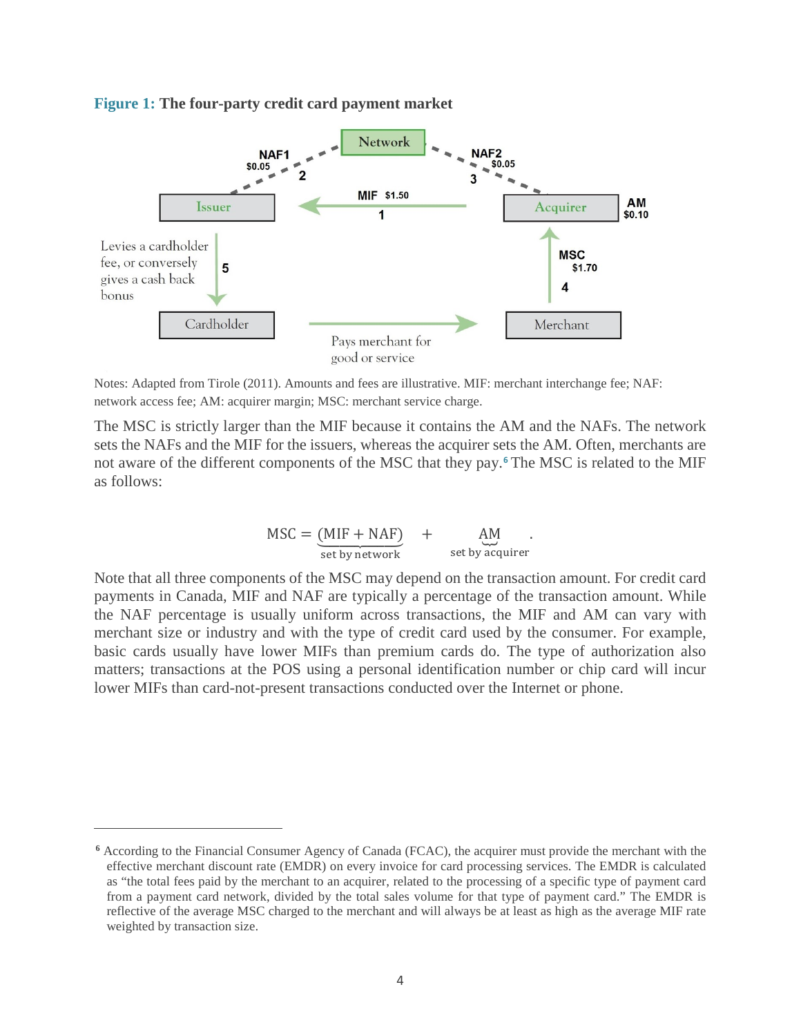**Figure 1:** The four-party credit card payment market

Network

NAF1 $0.05 2

NAF2 $0.05 3

MIF $1.50 1

Issuer

Acquirer

AM $0.10

Levies a cardholder fee, or conversely gives a cash back bonus

5

MSC $1.70 4

Cardholder

Pays merchant for good or service

Merchant

Notes: Adapted from Tirole (2011). Amounts and fees are illustrative. MIF: merchant interchange fee; NAF: network access fee; AM: acquirer margin; MSC: merchant service charge.

The MSC is strictly larger than the MIF because it contains the AM and the NAFs. The network sets the NAFs and the MIF for the issuers, whereas the acquirer sets the AM. Often, merchants are not aware of the different components of the MSC that they pay.[6] The MSC is related to the MIF as follows:

$$\text{MSC} = \underbrace{(\text{MIF} + \text{NAF})}_{\text{set by network}} + \underbrace{\text{AM}}_{\text{set by acquirer}}.$$

Note that all three components of the MSC may depend on the transaction amount. For credit card payments in Canada, MIF and NAF are typically a percentage of the transaction amount. While the NAF percentage is usually uniform across transactions, the MIF and AM can vary with merchant size or industry and with the type of credit card used by the consumer. For example, basic cards usually have lower MIFs than premium cards do. The type of authorization also matters; transactions at the POS using a personal identification number or chip card will incur lower MIFs than card-not-present transactions conducted over the Internet or phone.

---

[6] According to the Financial Consumer Agency of Canada (FCAC), the acquirer must provide the merchant with the effective merchant discount rate (EMDR) on every invoice for card processing services. The EMDR is calculated as "the total fees paid by the merchant to an acquirer, related to the processing of a specific type of payment card from a payment card network, divided by the total sales volume for that type of payment card." The EMDR is reflective of the average MSC charged to the merchant and will always be at least as high as the average MIF rate weighted by transaction size.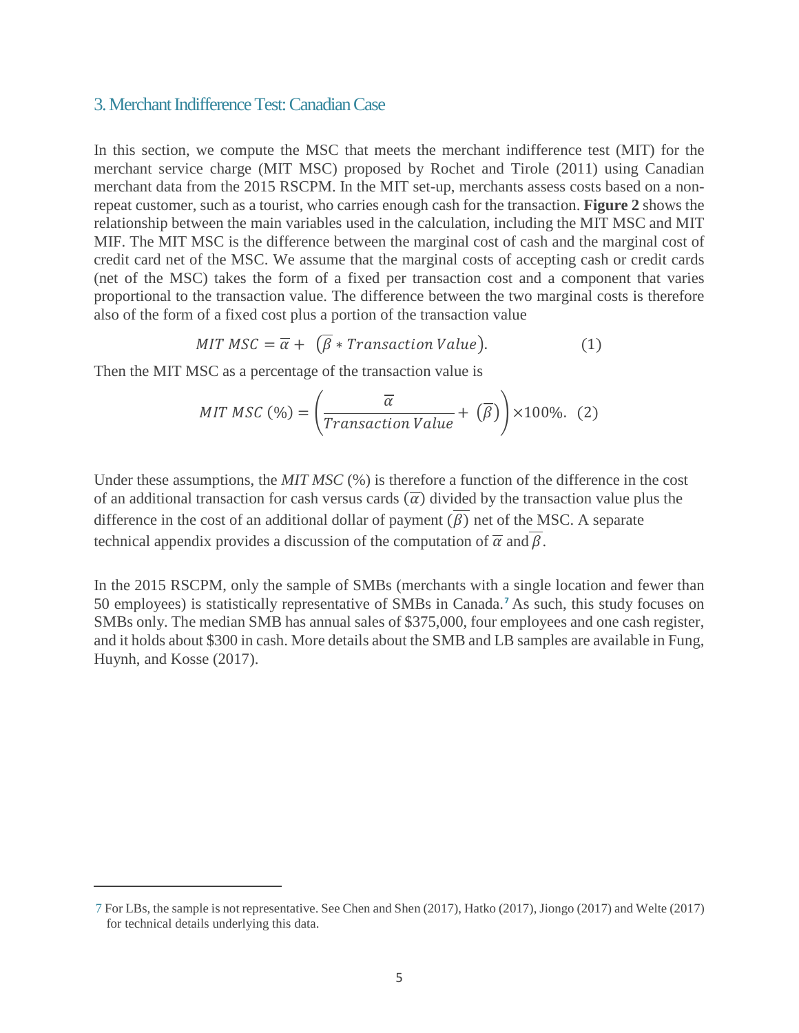## 3. Merchant Indifference Test: Canadian Case

In this section, we compute the MSC that meets the merchant indifference test (MIT) for the merchant service charge (MIT MSC) proposed by Rochet and Tirole (2011) using Canadian merchant data from the 2015 RSCPM. In the MIT set-up, merchants assess costs based on a non-repeat customer, such as a tourist, who carries enough cash for the transaction. **Figure 2** shows the relationship between the main variables used in the calculation, including the MIT MSC and MIT MIF. The MIT MSC is the difference between the marginal cost of cash and the marginal cost of credit card net of the MSC. We assume that the marginal costs of accepting cash or credit cards (net of the MSC) takes the form of a fixed per transaction cost and a component that varies proportional to the transaction value. The difference between the two marginal costs is therefore also of the form of a fixed cost plus a portion of the transaction value

$$MIT\ MSC = \overline{\alpha} + \left(\overline{\beta} * Transaction\,Value\right). \qquad (1)$$

Then the MIT MSC as a percentage of the transaction value is

$$MIT\ MSC\ (\%) = \left(\frac{\overline{\alpha}}{Transaction\,Value} + \left(\overline{\beta}\right)\right) \times 100\%. \quad (2)$$

Under these assumptions, the *MIT MSC* (%) is therefore a function of the difference in the cost of an additional transaction for cash versus cards $(\overline{\alpha})$ divided by the transaction value plus the difference in the cost of an additional dollar of payment $(\overline{\beta})$ net of the MSC. A separate technical appendix provides a discussion of the computation of $\overline{\alpha}$ and $\overline{\beta}$.

In the 2015 RSCPM, only the sample of SMBs (merchants with a single location and fewer than 50 employees) is statistically representative of SMBs in Canada.[7] As such, this study focuses on SMBs only. The median SMB has annual sales of $375,000, four employees and one cash register, and it holds about $300 in cash. More details about the SMB and LB samples are available in Fung, Huynh, and Kosse (2017).

---

[7] For LBs, the sample is not representative. See Chen and Shen (2017), Hatko (2017), Jiongo (2017) and Welte (2017) for technical details underlying this data.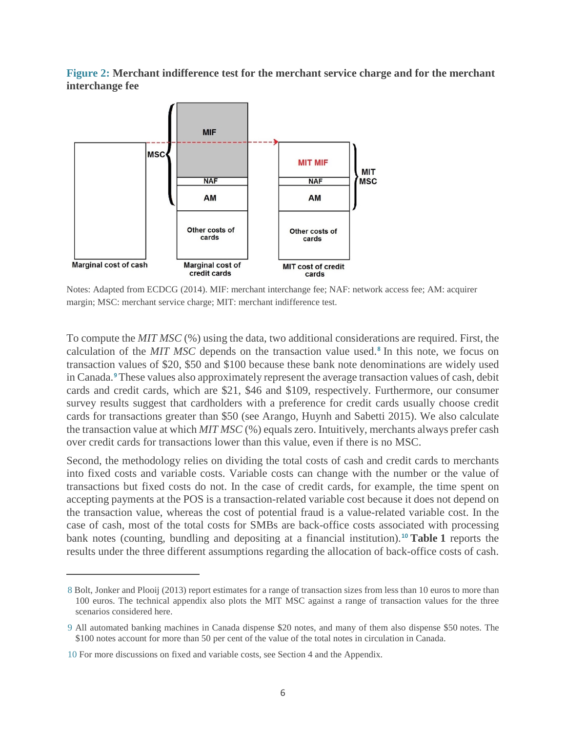**Figure 2: Merchant indifference test for the merchant service charge and for the merchant interchange fee**

Notes: Adapted from ECDCG (2014). MIF: merchant interchange fee; NAF: network access fee; AM: acquirer margin; MSC: merchant service charge; MIT: merchant indifference test.

To compute the *MIT MSC* (%) using the data, two additional considerations are required. First, the calculation of the *MIT MSC* depends on the transaction value used.[8] In this note, we focus on transaction values of $20, $50 and $100 because these bank note denominations are widely used in Canada.[9] These values also approximately represent the average transaction values of cash, debit cards and credit cards, which are $21, $46 and $109, respectively. Furthermore, our consumer survey results suggest that cardholders with a preference for credit cards usually choose credit cards for transactions greater than $50 (see Arango, Huynh and Sabetti 2015). We also calculate the transaction value at which *MIT MSC* (%) equals zero. Intuitively, merchants always prefer cash over credit cards for transactions lower than this value, even if there is no MSC.

Second, the methodology relies on dividing the total costs of cash and credit cards to merchants into fixed costs and variable costs. Variable costs can change with the number or the value of transactions but fixed costs do not. In the case of credit cards, for example, the time spent on accepting payments at the POS is a transaction-related variable cost because it does not depend on the transaction value, whereas the cost of potential fraud is a value-related variable cost. In the case of cash, most of the total costs for SMBs are back-office costs associated with processing bank notes (counting, bundling and depositing at a financial institution).[10] **Table 1** reports the results under the three different assumptions regarding the allocation of back-office costs of cash.

---

8 Bolt, Jonker and Plooij (2013) report estimates for a range of transaction sizes from less than 10 euros to more than 100 euros. The technical appendix also plots the MIT MSC against a range of transaction values for the three scenarios considered here.

9 All automated banking machines in Canada dispense $20 notes, and many of them also dispense $50 notes. The $100 notes account for more than 50 per cent of the value of the total notes in circulation in Canada.

10 For more discussions on fixed and variable costs, see Section 4 and the Appendix.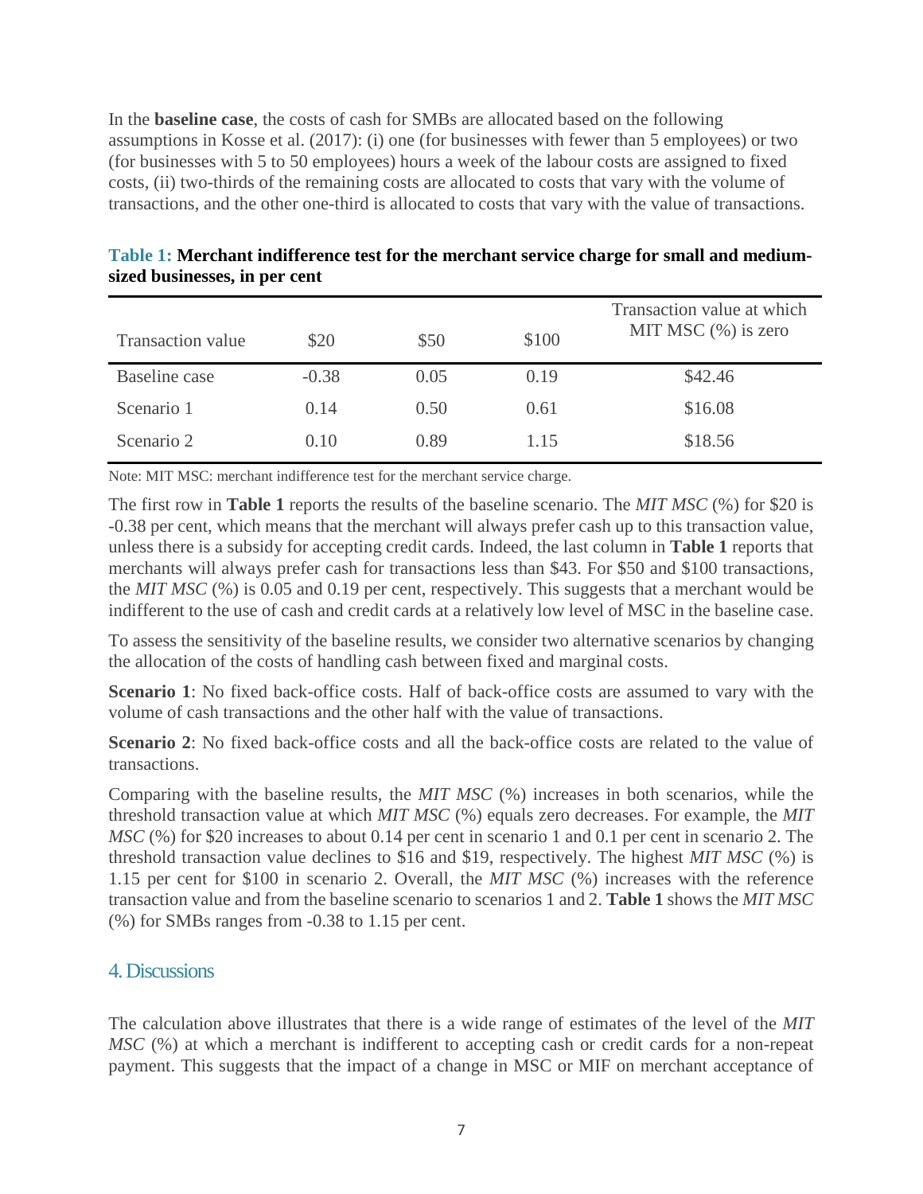In the **baseline case**, the costs of cash for SMBs are allocated based on the following assumptions in Kosse et al. (2017): (i) one (for businesses with fewer than 5 employees) or two (for businesses with 5 to 50 employees) hours a week of the labour costs are assigned to fixed costs, (ii) two-thirds of the remaining costs are allocated to costs that vary with the volume of transactions, and the other one-third is allocated to costs that vary with the value of transactions.

**Table 1: Merchant indifference test for the merchant service charge for small and medium-sized businesses, in per cent**

| Transaction value | \$20 | \$50 | \$100 | Transaction value at which MIT MSC (%) is zero |
|---|---|---|---|---|
| Baseline case | -0.38 | 0.05 | 0.19 | \$42.46 |
| Scenario 1 | 0.14 | 0.50 | 0.61 | \$16.08 |
| Scenario 2 | 0.10 | 0.89 | 1.15 | \$18.56 |

Note: MIT MSC: merchant indifference test for the merchant service charge.

The first row in **Table 1** reports the results of the baseline scenario. The *MIT MSC* (%) for \$20 is -0.38 per cent, which means that the merchant will always prefer cash up to this transaction value, unless there is a subsidy for accepting credit cards. Indeed, the last column in **Table 1** reports that merchants will always prefer cash for transactions less than \$43. For \$50 and \$100 transactions, the *MIT MSC* (%) is 0.05 and 0.19 per cent, respectively. This suggests that a merchant would be indifferent to the use of cash and credit cards at a relatively low level of MSC in the baseline case.

To assess the sensitivity of the baseline results, we consider two alternative scenarios by changing the allocation of the costs of handling cash between fixed and marginal costs.

**Scenario 1**: No fixed back-office costs. Half of back-office costs are assumed to vary with the volume of cash transactions and the other half with the value of transactions.

**Scenario 2**: No fixed back-office costs and all the back-office costs are related to the value of transactions.

Comparing with the baseline results, the *MIT MSC* (%) increases in both scenarios, while the threshold transaction value at which *MIT MSC* (%) equals zero decreases. For example, the *MIT MSC* (%) for \$20 increases to about 0.14 per cent in scenario 1 and 0.1 per cent in scenario 2. The threshold transaction value declines to \$16 and \$19, respectively. The highest *MIT MSC* (%) is 1.15 per cent for \$100 in scenario 2. Overall, the *MIT MSC* (%) increases with the reference transaction value and from the baseline scenario to scenarios 1 and 2. **Table 1** shows the *MIT MSC* (%) for SMBs ranges from -0.38 to 1.15 per cent.

## 4. Discussions

The calculation above illustrates that there is a wide range of estimates of the level of the *MIT MSC* (%) at which a merchant is indifferent to accepting cash or credit cards for a non-repeat payment. This suggests that the impact of a change in MSC or MIF on merchant acceptance of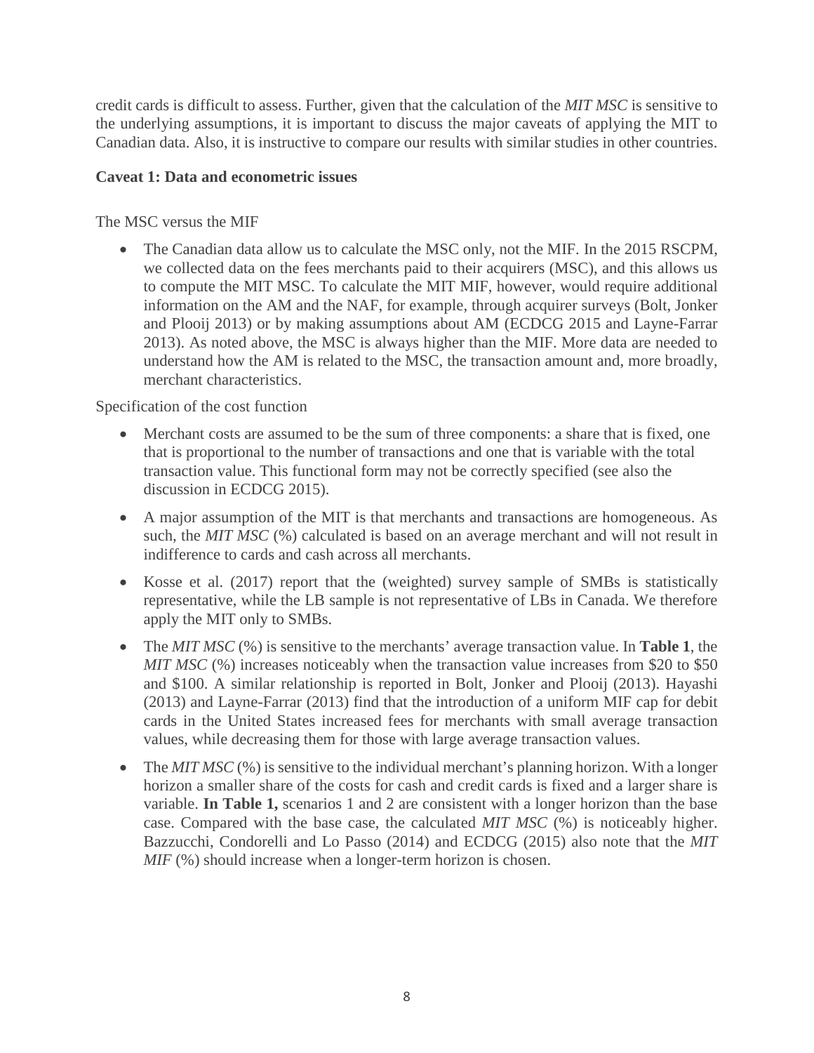credit cards is difficult to assess. Further, given that the calculation of the *MIT MSC* is sensitive to the underlying assumptions, it is important to discuss the major caveats of applying the MIT to Canadian data. Also, it is instructive to compare our results with similar studies in other countries.

**Caveat 1: Data and econometric issues**

The MSC versus the MIF

- The Canadian data allow us to calculate the MSC only, not the MIF. In the 2015 RSCPM, we collected data on the fees merchants paid to their acquirers (MSC), and this allows us to compute the MIT MSC. To calculate the MIT MIF, however, would require additional information on the AM and the NAF, for example, through acquirer surveys (Bolt, Jonker and Plooij 2013) or by making assumptions about AM (ECDCG 2015 and Layne-Farrar 2013). As noted above, the MSC is always higher than the MIF. More data are needed to understand how the AM is related to the MSC, the transaction amount and, more broadly, merchant characteristics.

Specification of the cost function

- Merchant costs are assumed to be the sum of three components: a share that is fixed, one that is proportional to the number of transactions and one that is variable with the total transaction value. This functional form may not be correctly specified (see also the discussion in ECDCG 2015).
- A major assumption of the MIT is that merchants and transactions are homogeneous. As such, the *MIT MSC* (%) calculated is based on an average merchant and will not result in indifference to cards and cash across all merchants.
- Kosse et al. (2017) report that the (weighted) survey sample of SMBs is statistically representative, while the LB sample is not representative of LBs in Canada. We therefore apply the MIT only to SMBs.
- The *MIT MSC* (%) is sensitive to the merchants' average transaction value. In **Table 1**, the *MIT MSC* (%) increases noticeably when the transaction value increases from $20 to $50 and $100. A similar relationship is reported in Bolt, Jonker and Plooij (2013). Hayashi (2013) and Layne-Farrar (2013) find that the introduction of a uniform MIF cap for debit cards in the United States increased fees for merchants with small average transaction values, while decreasing them for those with large average transaction values.
- The *MIT MSC* (%) is sensitive to the individual merchant's planning horizon. With a longer horizon a smaller share of the costs for cash and credit cards is fixed and a larger share is variable. **In Table 1,** scenarios 1 and 2 are consistent with a longer horizon than the base case. Compared with the base case, the calculated *MIT MSC* (%) is noticeably higher. Bazzucchi, Condorelli and Lo Passo (2014) and ECDCG (2015) also note that the *MIT MIF* (%) should increase when a longer-term horizon is chosen.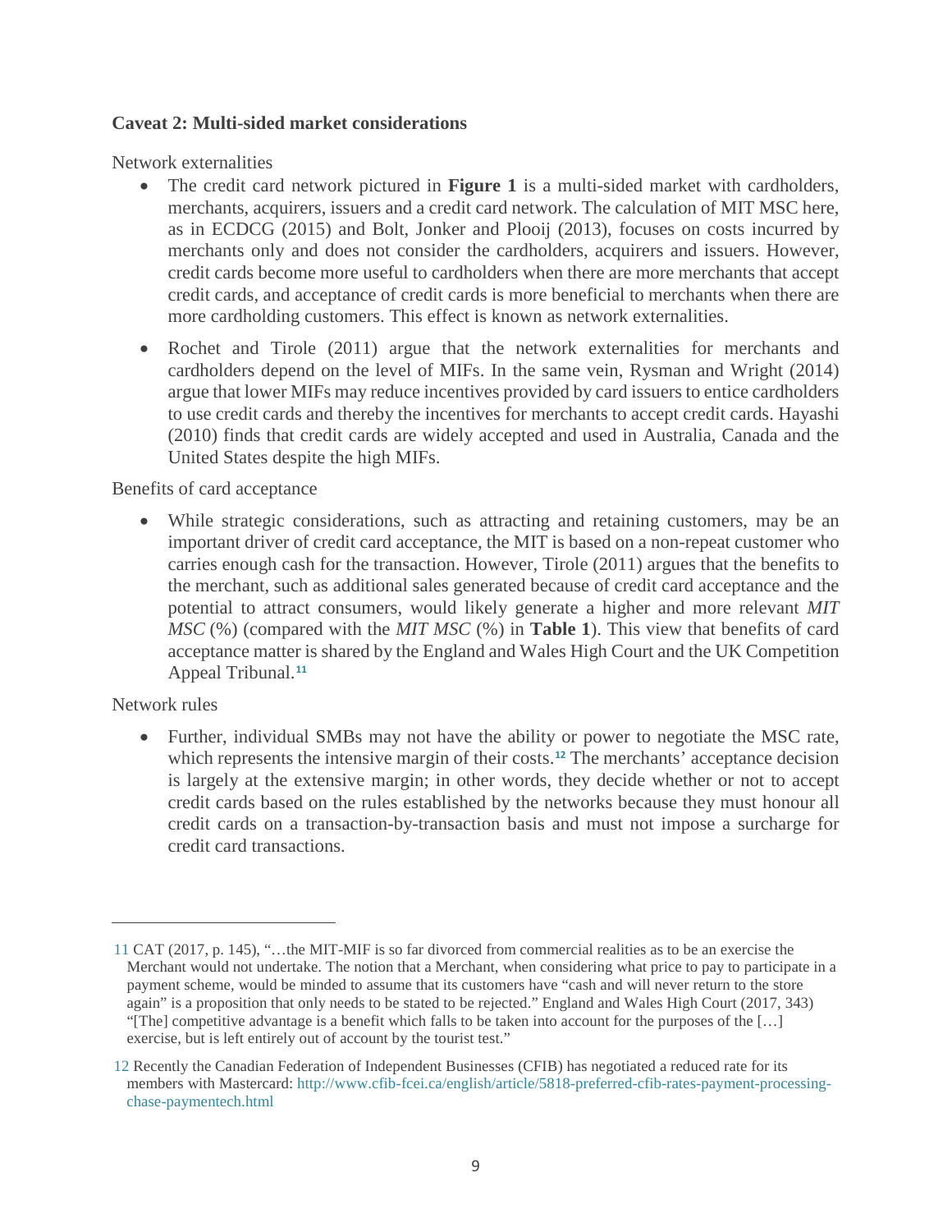**Caveat 2: Multi-sided market considerations**

Network externalities

- The credit card network pictured in **Figure 1** is a multi-sided market with cardholders, merchants, acquirers, issuers and a credit card network. The calculation of MIT MSC here, as in ECDCG (2015) and Bolt, Jonker and Plooij (2013), focuses on costs incurred by merchants only and does not consider the cardholders, acquirers and issuers. However, credit cards become more useful to cardholders when there are more merchants that accept credit cards, and acceptance of credit cards is more beneficial to merchants when there are more cardholding customers. This effect is known as network externalities.
- Rochet and Tirole (2011) argue that the network externalities for merchants and cardholders depend on the level of MIFs. In the same vein, Rysman and Wright (2014) argue that lower MIFs may reduce incentives provided by card issuers to entice cardholders to use credit cards and thereby the incentives for merchants to accept credit cards. Hayashi (2010) finds that credit cards are widely accepted and used in Australia, Canada and the United States despite the high MIFs.

Benefits of card acceptance

- While strategic considerations, such as attracting and retaining customers, may be an important driver of credit card acceptance, the MIT is based on a non-repeat customer who carries enough cash for the transaction. However, Tirole (2011) argues that the benefits to the merchant, such as additional sales generated because of credit card acceptance and the potential to attract consumers, would likely generate a higher and more relevant *MIT MSC* (%) (compared with the *MIT MSC* (%) in **Table 1**). This view that benefits of card acceptance matter is shared by the England and Wales High Court and the UK Competition Appeal Tribunal.[11]

Network rules

- Further, individual SMBs may not have the ability or power to negotiate the MSC rate, which represents the intensive margin of their costs.[12] The merchants' acceptance decision is largely at the extensive margin; in other words, they decide whether or not to accept credit cards based on the rules established by the networks because they must honour all credit cards on a transaction-by-transaction basis and must not impose a surcharge for credit card transactions.

---

11 CAT (2017, p. 145), "…the MIT-MIF is so far divorced from commercial realities as to be an exercise the Merchant would not undertake. The notion that a Merchant, when considering what price to pay to participate in a payment scheme, would be minded to assume that its customers have "cash and will never return to the store again" is a proposition that only needs to be stated to be rejected." England and Wales High Court (2017, 343) "[The] competitive advantage is a benefit which falls to be taken into account for the purposes of the […] exercise, but is left entirely out of account by the tourist test."

12 Recently the Canadian Federation of Independent Businesses (CFIB) has negotiated a reduced rate for its members with Mastercard: http://www.cfib-fcei.ca/english/article/5818-preferred-cfib-rates-payment-processing-chase-paymentech.html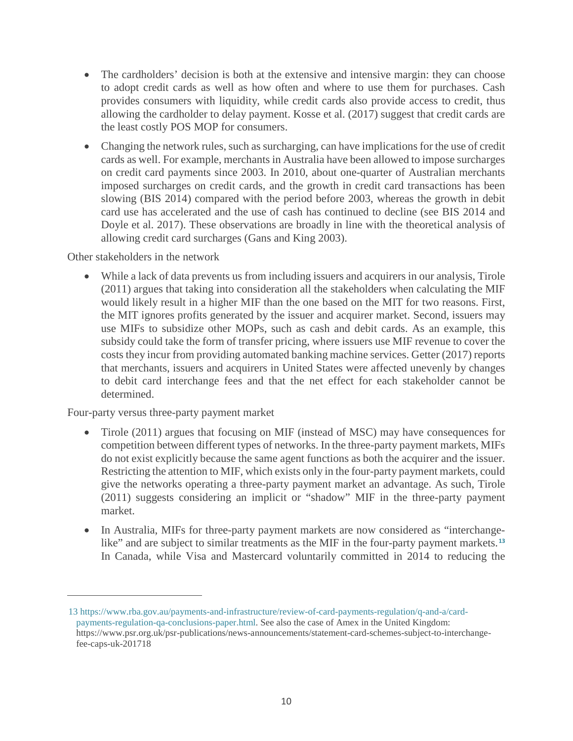- The cardholders' decision is both at the extensive and intensive margin: they can choose to adopt credit cards as well as how often and where to use them for purchases. Cash provides consumers with liquidity, while credit cards also provide access to credit, thus allowing the cardholder to delay payment. Kosse et al. (2017) suggest that credit cards are the least costly POS MOP for consumers.
- Changing the network rules, such as surcharging, can have implications for the use of credit cards as well. For example, merchants in Australia have been allowed to impose surcharges on credit card payments since 2003. In 2010, about one-quarter of Australian merchants imposed surcharges on credit cards, and the growth in credit card transactions has been slowing (BIS 2014) compared with the period before 2003, whereas the growth in debit card use has accelerated and the use of cash has continued to decline (see BIS 2014 and Doyle et al. 2017). These observations are broadly in line with the theoretical analysis of allowing credit card surcharges (Gans and King 2003).

Other stakeholders in the network

- While a lack of data prevents us from including issuers and acquirers in our analysis, Tirole (2011) argues that taking into consideration all the stakeholders when calculating the MIF would likely result in a higher MIF than the one based on the MIT for two reasons. First, the MIT ignores profits generated by the issuer and acquirer market. Second, issuers may use MIFs to subsidize other MOPs, such as cash and debit cards. As an example, this subsidy could take the form of transfer pricing, where issuers use MIF revenue to cover the costs they incur from providing automated banking machine services. Getter (2017) reports that merchants, issuers and acquirers in United States were affected unevenly by changes to debit card interchange fees and that the net effect for each stakeholder cannot be determined.

Four-party versus three-party payment market

- Tirole (2011) argues that focusing on MIF (instead of MSC) may have consequences for competition between different types of networks. In the three-party payment markets, MIFs do not exist explicitly because the same agent functions as both the acquirer and the issuer. Restricting the attention to MIF, which exists only in the four-party payment markets, could give the networks operating a three-party payment market an advantage. As such, Tirole (2011) suggests considering an implicit or "shadow" MIF in the three-party payment market.
- In Australia, MIFs for three-party payment markets are now considered as "interchange-like" and are subject to similar treatments as the MIF in the four-party payment markets.[13] In Canada, while Visa and Mastercard voluntarily committed in 2014 to reducing the

---

13 https://www.rba.gov.au/payments-and-infrastructure/review-of-card-payments-regulation/q-and-a/card-payments-regulation-qa-conclusions-paper.html. See also the case of Amex in the United Kingdom: https://www.psr.org.uk/psr-publications/news-announcements/statement-card-schemes-subject-to-interchange-fee-caps-uk-201718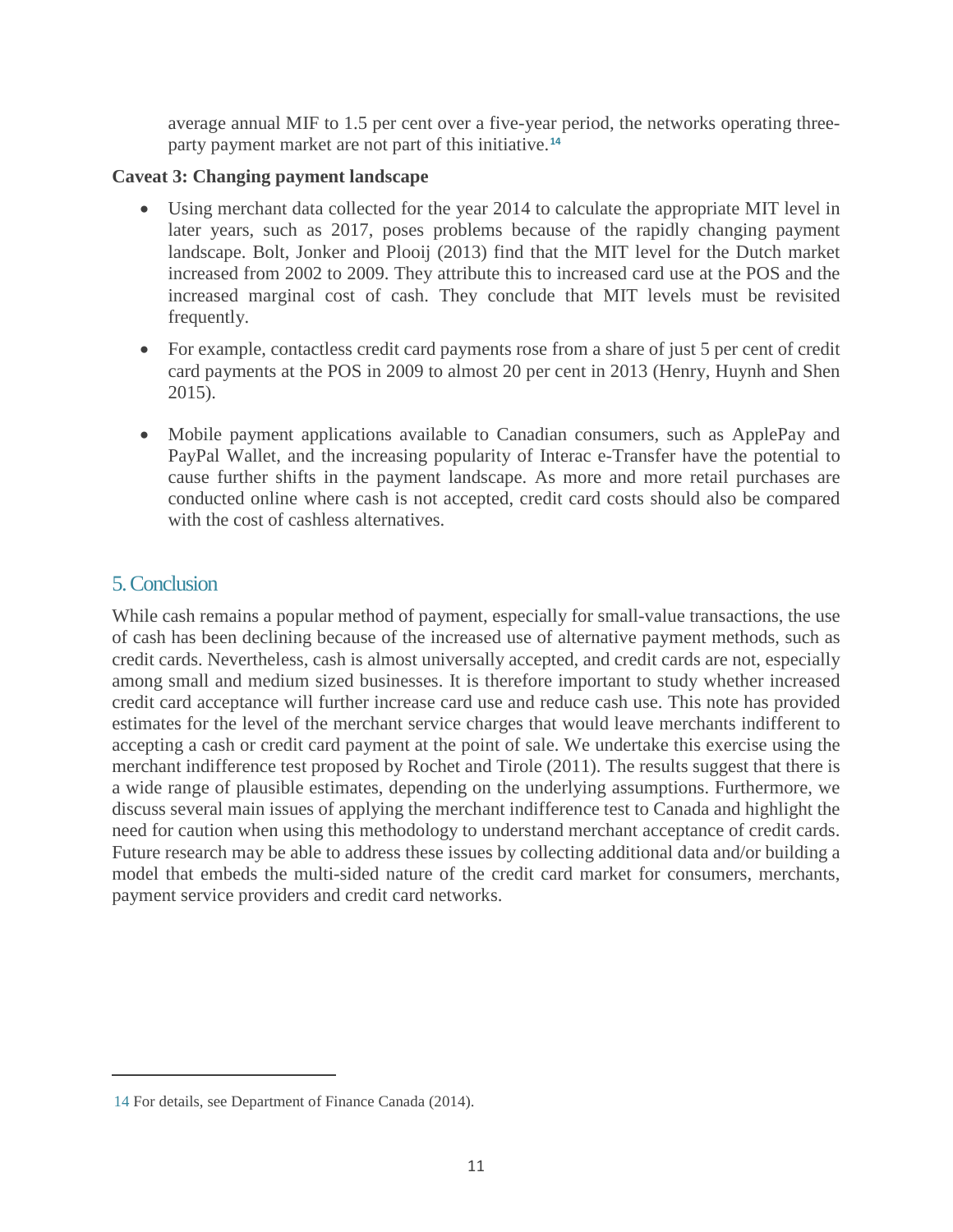average annual MIF to 1.5 per cent over a five-year period, the networks operating three-party payment market are not part of this initiative.[14]

**Caveat 3: Changing payment landscape**

- Using merchant data collected for the year 2014 to calculate the appropriate MIT level in later years, such as 2017, poses problems because of the rapidly changing payment landscape. Bolt, Jonker and Plooij (2013) find that the MIT level for the Dutch market increased from 2002 to 2009. They attribute this to increased card use at the POS and the increased marginal cost of cash. They conclude that MIT levels must be revisited frequently.
- For example, contactless credit card payments rose from a share of just 5 per cent of credit card payments at the POS in 2009 to almost 20 per cent in 2013 (Henry, Huynh and Shen 2015).
- Mobile payment applications available to Canadian consumers, such as ApplePay and PayPal Wallet, and the increasing popularity of Interac e-Transfer have the potential to cause further shifts in the payment landscape. As more and more retail purchases are conducted online where cash is not accepted, credit card costs should also be compared with the cost of cashless alternatives.

## 5. Conclusion

While cash remains a popular method of payment, especially for small-value transactions, the use of cash has been declining because of the increased use of alternative payment methods, such as credit cards. Nevertheless, cash is almost universally accepted, and credit cards are not, especially among small and medium sized businesses. It is therefore important to study whether increased credit card acceptance will further increase card use and reduce cash use. This note has provided estimates for the level of the merchant service charges that would leave merchants indifferent to accepting a cash or credit card payment at the point of sale. We undertake this exercise using the merchant indifference test proposed by Rochet and Tirole (2011). The results suggest that there is a wide range of plausible estimates, depending on the underlying assumptions. Furthermore, we discuss several main issues of applying the merchant indifference test to Canada and highlight the need for caution when using this methodology to understand merchant acceptance of credit cards. Future research may be able to address these issues by collecting additional data and/or building a model that embeds the multi-sided nature of the credit card market for consumers, merchants, payment service providers and credit card networks.

---

[14] For details, see Department of Finance Canada (2014).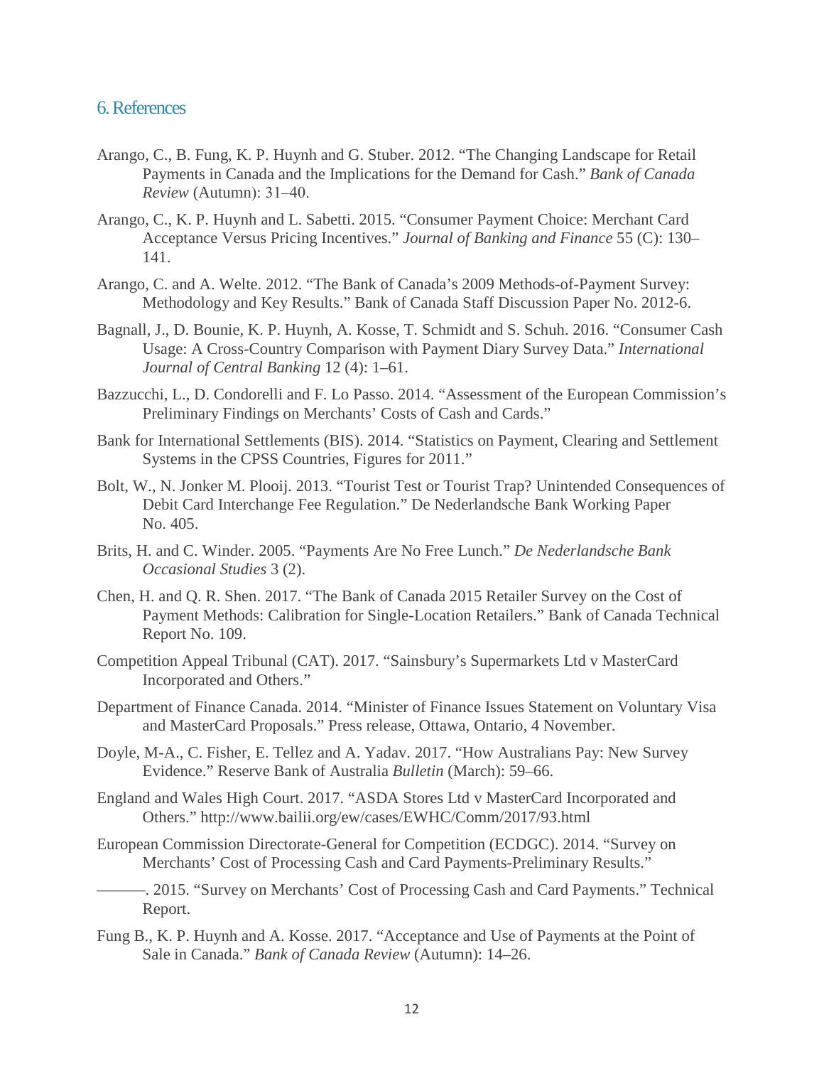## 6. References

Arango, C., B. Fung, K. P. Huynh and G. Stuber. 2012. “The Changing Landscape for Retail Payments in Canada and the Implications for the Demand for Cash.” *Bank of Canada Review* (Autumn): 31–40.

Arango, C., K. P. Huynh and L. Sabetti. 2015. “Consumer Payment Choice: Merchant Card Acceptance Versus Pricing Incentives.” *Journal of Banking and Finance* 55 (C): 130–141.

Arango, C. and A. Welte. 2012. “The Bank of Canada’s 2009 Methods-of-Payment Survey: Methodology and Key Results.” Bank of Canada Staff Discussion Paper No. 2012-6.

Bagnall, J., D. Bounie, K. P. Huynh, A. Kosse, T. Schmidt and S. Schuh. 2016. “Consumer Cash Usage: A Cross-Country Comparison with Payment Diary Survey Data.” *International Journal of Central Banking* 12 (4): 1–61.

Bazzucchi, L., D. Condorelli and F. Lo Passo. 2014. “Assessment of the European Commission’s Preliminary Findings on Merchants’ Costs of Cash and Cards.”

Bank for International Settlements (BIS). 2014. “Statistics on Payment, Clearing and Settlement Systems in the CPSS Countries, Figures for 2011.”

Bolt, W., N. Jonker M. Plooij. 2013. “Tourist Test or Tourist Trap? Unintended Consequences of Debit Card Interchange Fee Regulation.” De Nederlandsche Bank Working Paper No. 405.

Brits, H. and C. Winder. 2005. “Payments Are No Free Lunch.” *De Nederlandsche Bank Occasional Studies* 3 (2).

Chen, H. and Q. R. Shen. 2017. “The Bank of Canada 2015 Retailer Survey on the Cost of Payment Methods: Calibration for Single-Location Retailers.” Bank of Canada Technical Report No. 109.

Competition Appeal Tribunal (CAT). 2017. “Sainsbury’s Supermarkets Ltd v MasterCard Incorporated and Others.”

Department of Finance Canada. 2014. “Minister of Finance Issues Statement on Voluntary Visa and MasterCard Proposals.” Press release, Ottawa, Ontario, 4 November.

Doyle, M-A., C. Fisher, E. Tellez and A. Yadav. 2017. “How Australians Pay: New Survey Evidence.” Reserve Bank of Australia *Bulletin* (March): 59–66.

England and Wales High Court. 2017. “ASDA Stores Ltd v MasterCard Incorporated and Others.” http://www.bailii.org/ew/cases/EWHC/Comm/2017/93.html

European Commission Directorate-General for Competition (ECDGC). 2014. “Survey on Merchants’ Cost of Processing Cash and Card Payments-Preliminary Results.”

———. 2015. “Survey on Merchants’ Cost of Processing Cash and Card Payments.” Technical Report.

Fung B., K. P. Huynh and A. Kosse. 2017. “Acceptance and Use of Payments at the Point of Sale in Canada.” *Bank of Canada Review* (Autumn): 14–26.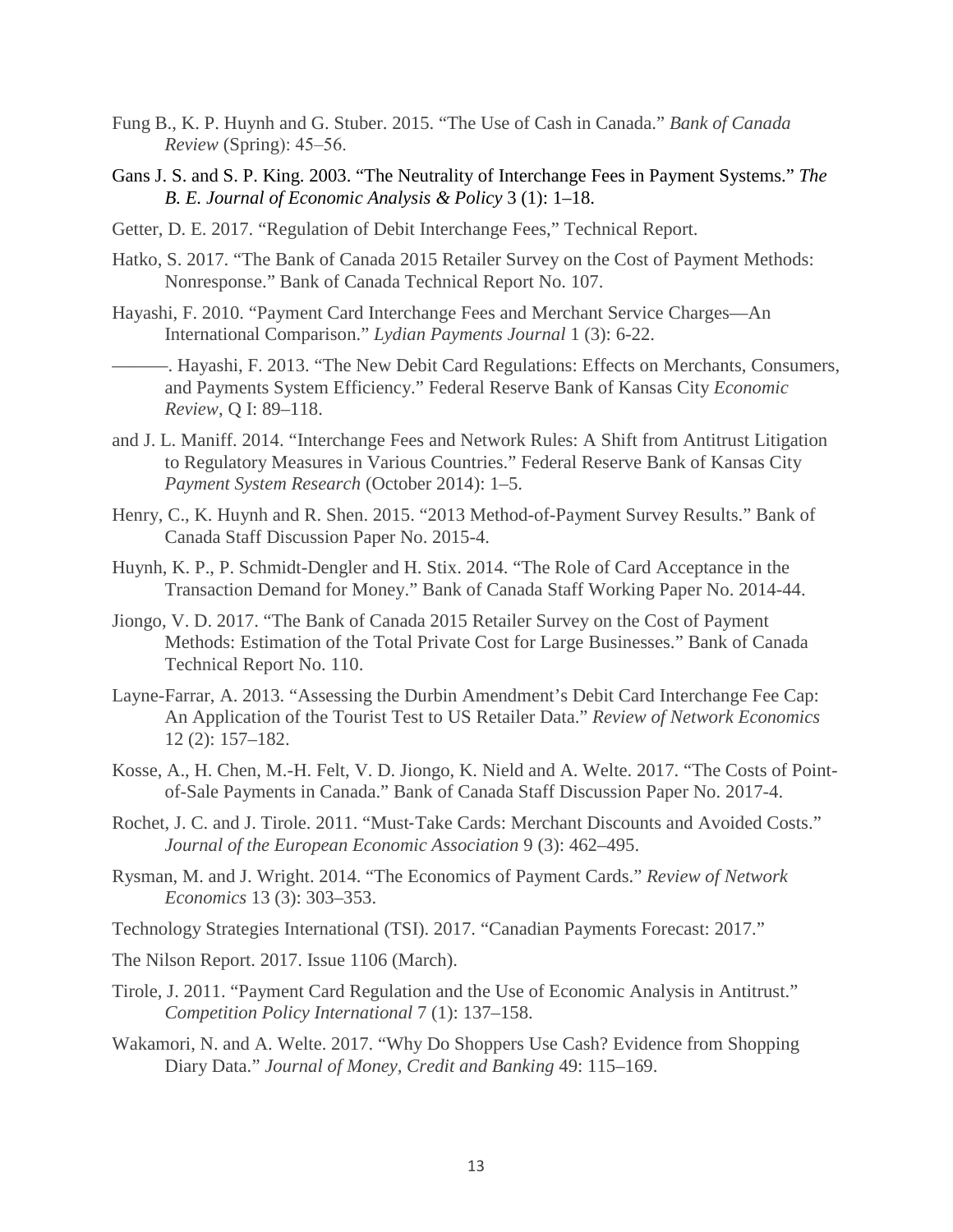Fung B., K. P. Huynh and G. Stuber. 2015. "The Use of Cash in Canada." *Bank of Canada Review* (Spring): 45–56.

Gans J. S. and S. P. King. 2003. "The Neutrality of Interchange Fees in Payment Systems." *The B. E. Journal of Economic Analysis & Policy* 3 (1): 1–18.

Getter, D. E. 2017. "Regulation of Debit Interchange Fees," Technical Report.

Hatko, S. 2017. "The Bank of Canada 2015 Retailer Survey on the Cost of Payment Methods: Nonresponse." Bank of Canada Technical Report No. 107.

Hayashi, F. 2010. "Payment Card Interchange Fees and Merchant Service Charges—An International Comparison." *Lydian Payments Journal* 1 (3): 6-22.

———. Hayashi, F. 2013. "The New Debit Card Regulations: Effects on Merchants, Consumers, and Payments System Efficiency." Federal Reserve Bank of Kansas City *Economic Review*, Q I: 89–118.

and J. L. Maniff. 2014. "Interchange Fees and Network Rules: A Shift from Antitrust Litigation to Regulatory Measures in Various Countries." Federal Reserve Bank of Kansas City *Payment System Research* (October 2014): 1–5.

Henry, C., K. Huynh and R. Shen. 2015. "2013 Method-of-Payment Survey Results." Bank of Canada Staff Discussion Paper No. 2015-4.

Huynh, K. P., P. Schmidt-Dengler and H. Stix. 2014. "The Role of Card Acceptance in the Transaction Demand for Money." Bank of Canada Staff Working Paper No. 2014-44.

Jiongo, V. D. 2017. "The Bank of Canada 2015 Retailer Survey on the Cost of Payment Methods: Estimation of the Total Private Cost for Large Businesses." Bank of Canada Technical Report No. 110.

Layne-Farrar, A. 2013. "Assessing the Durbin Amendment's Debit Card Interchange Fee Cap: An Application of the Tourist Test to US Retailer Data." *Review of Network Economics* 12 (2): 157–182.

Kosse, A., H. Chen, M.-H. Felt, V. D. Jiongo, K. Nield and A. Welte. 2017. "The Costs of Point-of-Sale Payments in Canada." Bank of Canada Staff Discussion Paper No. 2017-4.

Rochet, J. C. and J. Tirole. 2011. "Must-Take Cards: Merchant Discounts and Avoided Costs." *Journal of the European Economic Association* 9 (3): 462–495.

Rysman, M. and J. Wright. 2014. "The Economics of Payment Cards." *Review of Network Economics* 13 (3): 303–353.

Technology Strategies International (TSI). 2017. "Canadian Payments Forecast: 2017."

The Nilson Report. 2017. Issue 1106 (March).

Tirole, J. 2011. "Payment Card Regulation and the Use of Economic Analysis in Antitrust." *Competition Policy International* 7 (1): 137–158.

Wakamori, N. and A. Welte. 2017. "Why Do Shoppers Use Cash? Evidence from Shopping Diary Data." *Journal of Money, Credit and Banking* 49: 115–169.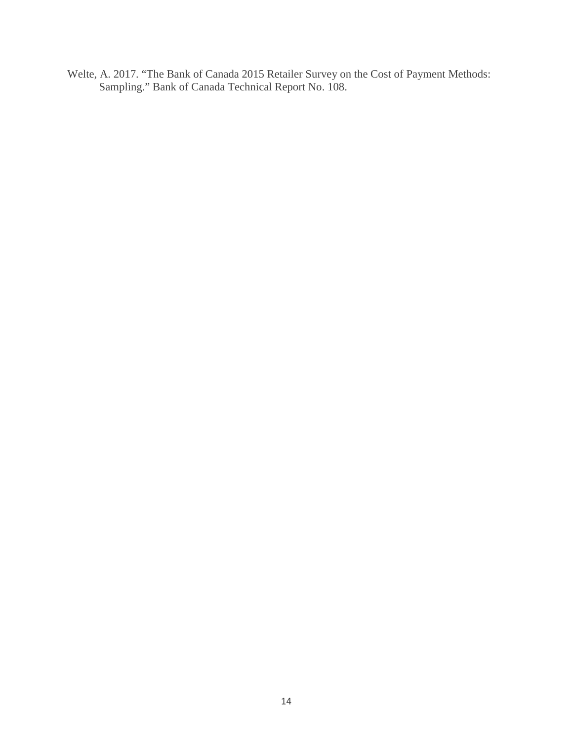Welte, A. 2017. "The Bank of Canada 2015 Retailer Survey on the Cost of Payment Methods: Sampling." Bank of Canada Technical Report No. 108.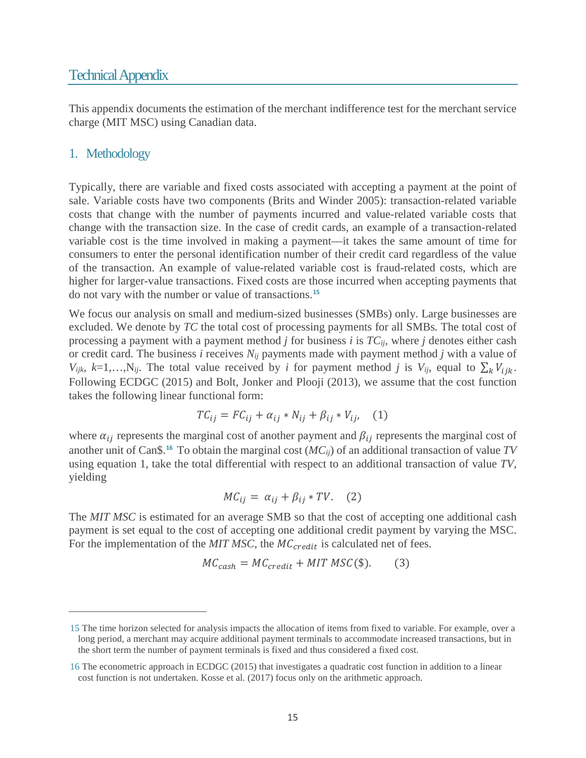# Technical Appendix

This appendix documents the estimation of the merchant indifference test for the merchant service charge (MIT MSC) using Canadian data.

## 1. Methodology

Typically, there are variable and fixed costs associated with accepting a payment at the point of sale. Variable costs have two components (Brits and Winder 2005): transaction-related variable costs that change with the number of payments incurred and value-related variable costs that change with the transaction size. In the case of credit cards, an example of a transaction-related variable cost is the time involved in making a payment—it takes the same amount of time for consumers to enter the personal identification number of their credit card regardless of the value of the transaction. An example of value-related variable cost is fraud-related costs, which are higher for larger-value transactions. Fixed costs are those incurred when accepting payments that do not vary with the number or value of transactions.[15]

We focus our analysis on small and medium-sized businesses (SMBs) only. Large businesses are excluded. We denote by *TC* the total cost of processing payments for all SMBs. The total cost of processing a payment with a payment method *j* for business *i* is $TC_{ij}$, where *j* denotes either cash or credit card. The business *i* receives $N_{ij}$ payments made with payment method *j* with a value of $V_{ijk}$, $k$=1,…,$N_{ij}$. The total value received by *i* for payment method *j* is $V_{ij}$, equal to $\sum_k V_{ijk}$. Following ECDGC (2015) and Bolt, Jonker and Plooji (2013), we assume that the cost function takes the following linear functional form:

$$TC_{ij} = FC_{ij} + \alpha_{ij} * N_{ij} + \beta_{ij} * V_{ij}, \quad (1)$$

where $\alpha_{ij}$ represents the marginal cost of another payment and $\beta_{ij}$ represents the marginal cost of another unit of Can\$.[16] To obtain the marginal cost ($MC_{ij}$) of an additional transaction of value *TV* using equation 1, take the total differential with respect to an additional transaction of value *TV*, yielding

$$MC_{ij} = \alpha_{ij} + \beta_{ij} * TV. \quad (2)$$

The *MIT MSC* is estimated for an average SMB so that the cost of accepting one additional cash payment is set equal to the cost of accepting one additional credit payment by varying the MSC. For the implementation of the *MIT MSC*, the $MC_{credit}$ is calculated net of fees.

$$MC_{cash} = MC_{credit} + MIT\ MSC(\$). \quad (3)$$

---

15 The time horizon selected for analysis impacts the allocation of items from fixed to variable. For example, over a long period, a merchant may acquire additional payment terminals to accommodate increased transactions, but in the short term the number of payment terminals is fixed and thus considered a fixed cost.

16 The econometric approach in ECDGC (2015) that investigates a quadratic cost function in addition to a linear cost function is not undertaken. Kosse et al. (2017) focus only on the arithmetic approach.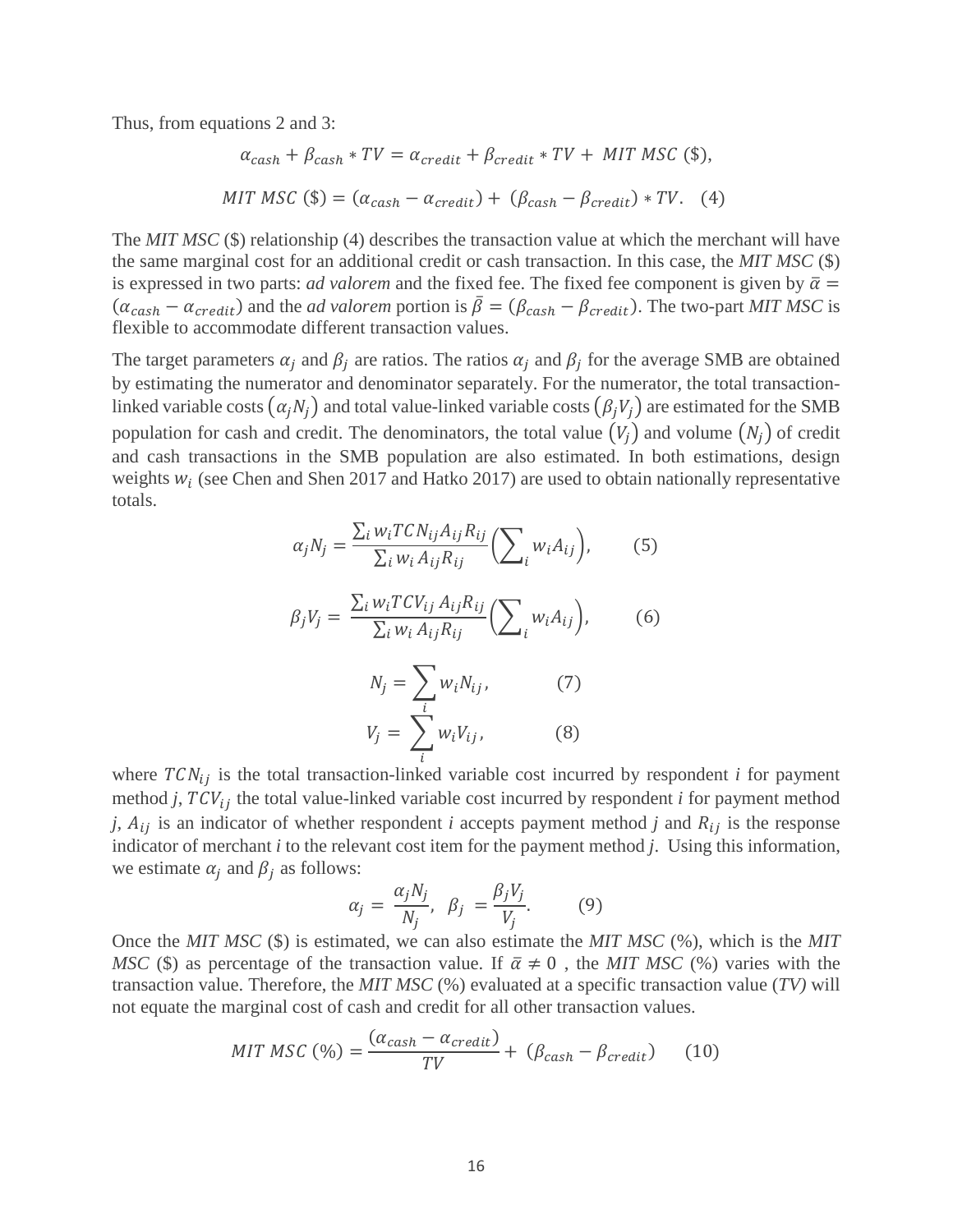Thus, from equations 2 and 3:

$$\alpha_{cash} + \beta_{cash} * TV = \alpha_{credit} + \beta_{credit} * TV + \ MIT\ MSC\ (\$),$$

$$MIT\ MSC\ (\$) = (\alpha_{cash} - \alpha_{credit}) + \ (\beta_{cash} - \beta_{credit}) * TV. \quad (4)$$

The *MIT MSC* (\$) relationship (4) describes the transaction value at which the merchant will have the same marginal cost for an additional credit or cash transaction. In this case, the *MIT MSC* (\$) is expressed in two parts: *ad valorem* and the fixed fee. The fixed fee component is given by $\bar{\alpha} = (\alpha_{cash} - \alpha_{credit})$ and the *ad valorem* portion is $\bar{\beta} = (\beta_{cash} - \beta_{credit})$. The two-part *MIT MSC* is flexible to accommodate different transaction values.

The target parameters $\alpha_j$ and $\beta_j$ are ratios. The ratios $\alpha_j$ and $\beta_j$ for the average SMB are obtained by estimating the numerator and denominator separately. For the numerator, the total transaction-linked variable costs $(\alpha_j N_j)$ and total value-linked variable costs $(\beta_j V_j)$ are estimated for the SMB population for cash and credit. The denominators, the total value $(V_j)$ and volume $(N_j)$ of credit and cash transactions in the SMB population are also estimated. In both estimations, design weights $w_i$ (see Chen and Shen 2017 and Hatko 2017) are used to obtain nationally representative totals.

$$\alpha_j N_j = \frac{\sum_i w_i TCN_{ij} A_{ij} R_{ij}}{\sum_i w_i A_{ij} R_{ij}} \Big(\sum_i w_i A_{ij}\Big), \qquad (5)$$

$$\beta_j V_j = \frac{\sum_i w_i TCV_{ij} A_{ij} R_{ij}}{\sum_i w_i A_{ij} R_{ij}} \Big(\sum_i w_i A_{ij}\Big), \qquad (6)$$

$$N_j = \sum_i w_i N_{ij}, \qquad (7)$$

$$V_j = \sum_i w_i V_{ij}, \qquad (8)$$

where $TCN_{ij}$ is the total transaction-linked variable cost incurred by respondent *i* for payment method *j*, $TCV_{ij}$ the total value-linked variable cost incurred by respondent *i* for payment method *j*, $A_{ij}$ is an indicator of whether respondent *i* accepts payment method *j* and $R_{ij}$ is the response indicator of merchant *i* to the relevant cost item for the payment method *j*. Using this information, we estimate $\alpha_j$ and $\beta_j$ as follows:

$$\alpha_j = \frac{\alpha_j N_j}{N_j}, \ \ \beta_j = \frac{\beta_j V_j}{V_j}. \qquad (9)$$

Once the *MIT MSC* (\$) is estimated, we can also estimate the *MIT MSC* (%), which is the *MIT MSC* (\$) as percentage of the transaction value. If $\bar{\alpha} \neq 0$ , the *MIT MSC* (%) varies with the transaction value. Therefore, the *MIT MSC* (%) evaluated at a specific transaction value (*TV)* will not equate the marginal cost of cash and credit for all other transaction values.

$$MIT\ MSC\ (\%) = \frac{(\alpha_{cash} - \alpha_{credit})}{TV} + \ (\beta_{cash} - \beta_{credit}) \qquad (10)$$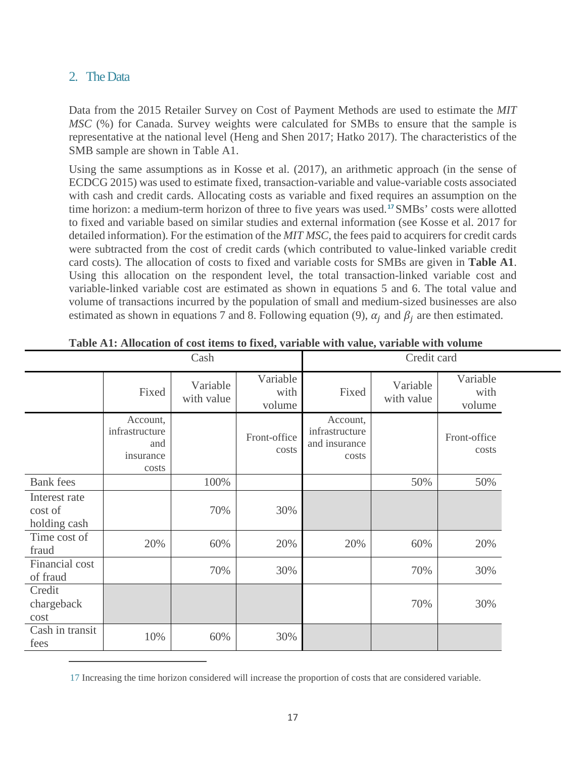## 2. The Data

Data from the 2015 Retailer Survey on Cost of Payment Methods are used to estimate the *MIT MSC* (%) for Canada. Survey weights were calculated for SMBs to ensure that the sample is representative at the national level (Heng and Shen 2017; Hatko 2017). The characteristics of the SMB sample are shown in Table A1.

Using the same assumptions as in Kosse et al. (2017), an arithmetic approach (in the sense of ECDCG 2015) was used to estimate fixed, transaction-variable and value-variable costs associated with cash and credit cards. Allocating costs as variable and fixed requires an assumption on the time horizon: a medium-term horizon of three to five years was used.[17] SMBs' costs were allotted to fixed and variable based on similar studies and external information (see Kosse et al. 2017 for detailed information). For the estimation of the *MIT MSC*, the fees paid to acquirers for credit cards were subtracted from the cost of credit cards (which contributed to value-linked variable credit card costs). The allocation of costs to fixed and variable costs for SMBs are given in **Table A1**. Using this allocation on the respondent level, the total transaction-linked variable cost and variable-linked variable cost are estimated as shown in equations 5 and 6. The total value and volume of transactions incurred by the population of small and medium-sized businesses are also estimated as shown in equations 7 and 8. Following equation (9), $\alpha_j$ and $\beta_j$ are then estimated.

**Table A1: Allocation of cost items to fixed, variable with value, variable with volume**

| | Cash | | | Credit card | | |
|---|---|---|---|---|---|---|
| | Fixed | Variable with value | Variable with volume | Fixed | Variable with value | Variable with volume |
| | Account, infrastructure and insurance costs | | Front-office costs | Account, infrastructure and insurance costs | | Front-office costs |
| Bank fees | | 100% | | | 50% | 50% |
| Interest rate cost of holding cash | | 70% | 30% | | | |
| Time cost of fraud | 20% | 60% | 20% | 20% | 60% | 20% |
| Financial cost of fraud | | 70% | 30% | | 70% | 30% |
| Credit chargeback cost | | | | | 70% | 30% |
| Cash in transit fees | 10% | 60% | 30% | | | |

17 Increasing the time horizon considered will increase the proportion of costs that are considered variable.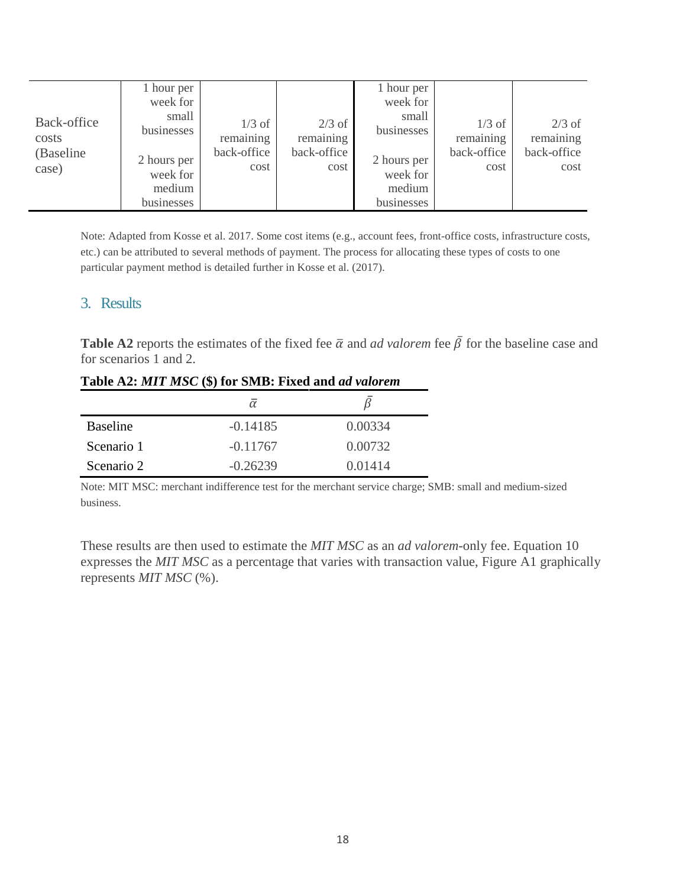| Back-office costs (Baseline case) | 1 hour per week for small businesses<br><br>2 hours per week for medium businesses | 1/3 of remaining back-office cost | 2/3 of remaining back-office cost | 1 hour per week for small businesses<br><br>2 hours per week for medium businesses | 1/3 of remaining back-office cost | 2/3 of remaining back-office cost |
|---|---|---|---|---|---|---|

Note: Adapted from Kosse et al. 2017. Some cost items (e.g., account fees, front-office costs, infrastructure costs, etc.) can be attributed to several methods of payment. The process for allocating these types of costs to one particular payment method is detailed further in Kosse et al. (2017).

## 3. Results

**Table A2** reports the estimates of the fixed fee $\bar{\alpha}$ and *ad valorem* fee $\bar{\beta}$ for the baseline case and for scenarios 1 and 2.

**Table A2: *MIT MSC* ($) for SMB: Fixed and *ad valorem***

| | $\bar{\alpha}$ | $\bar{\beta}$ |
|---|---|---|
| Baseline | -0.14185 | 0.00334 |
| Scenario 1 | -0.11767 | 0.00732 |
| Scenario 2 | -0.26239 | 0.01414 |

Note: MIT MSC: merchant indifference test for the merchant service charge; SMB: small and medium-sized business.

These results are then used to estimate the *MIT MSC* as an *ad valorem*-only fee. Equation 10 expresses the *MIT MSC* as a percentage that varies with transaction value, Figure A1 graphically represents *MIT MSC* (%).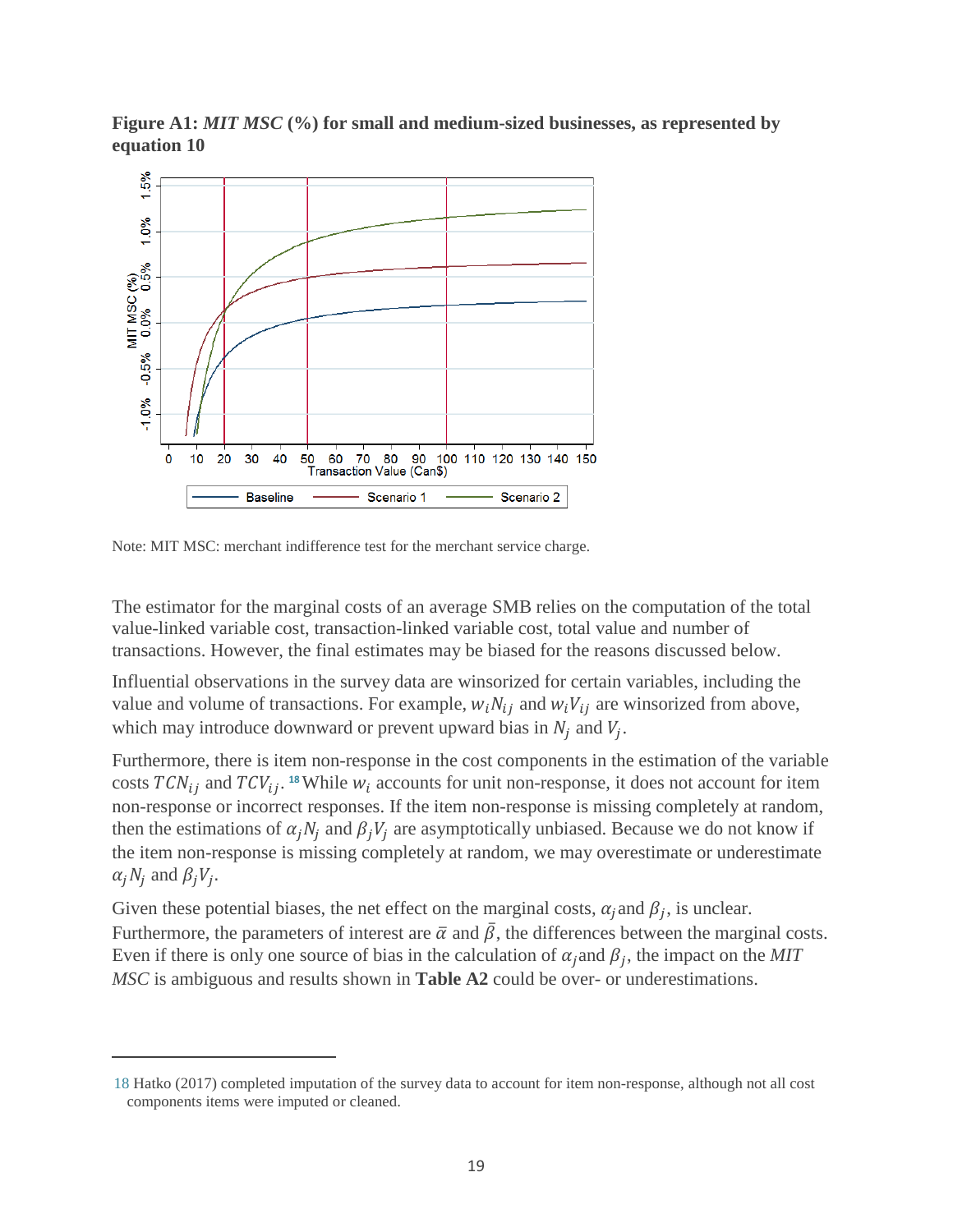**Figure A1:** ***MIT MSC*** **(%) for small and medium-sized businesses, as represented by equation 10**

Note: MIT MSC: merchant indifference test for the merchant service charge.

The estimator for the marginal costs of an average SMB relies on the computation of the total value-linked variable cost, transaction-linked variable cost, total value and number of transactions. However, the final estimates may be biased for the reasons discussed below.

Influential observations in the survey data are winsorized for certain variables, including the value and volume of transactions. For example, $w_i N_{ij}$ and $w_i V_{ij}$ are winsorized from above, which may introduce downward or prevent upward bias in $N_j$ and $V_j$.

Furthermore, there is item non-response in the cost components in the estimation of the variable costs $TCN_{ij}$ and $TCV_{ij}$.[18] While $w_i$ accounts for unit non-response, it does not account for item non-response or incorrect responses. If the item non-response is missing completely at random, then the estimations of $\alpha_j N_j$ and $\beta_j V_j$ are asymptotically unbiased. Because we do not know if the item non-response is missing completely at random, we may overestimate or underestimate $\alpha_j N_j$ and $\beta_j V_j$.

Given these potential biases, the net effect on the marginal costs, $\alpha_j$ and $\beta_j$, is unclear. Furthermore, the parameters of interest are $\bar{\alpha}$ and $\bar{\beta}$, the differences between the marginal costs. Even if there is only one source of bias in the calculation of $\alpha_j$ and $\beta_j$, the impact on the *MIT MSC* is ambiguous and results shown in **Table A2** could be over- or underestimations.

---

18 Hatko (2017) completed imputation of the survey data to account for item non-response, although not all cost components items were imputed or cleaned.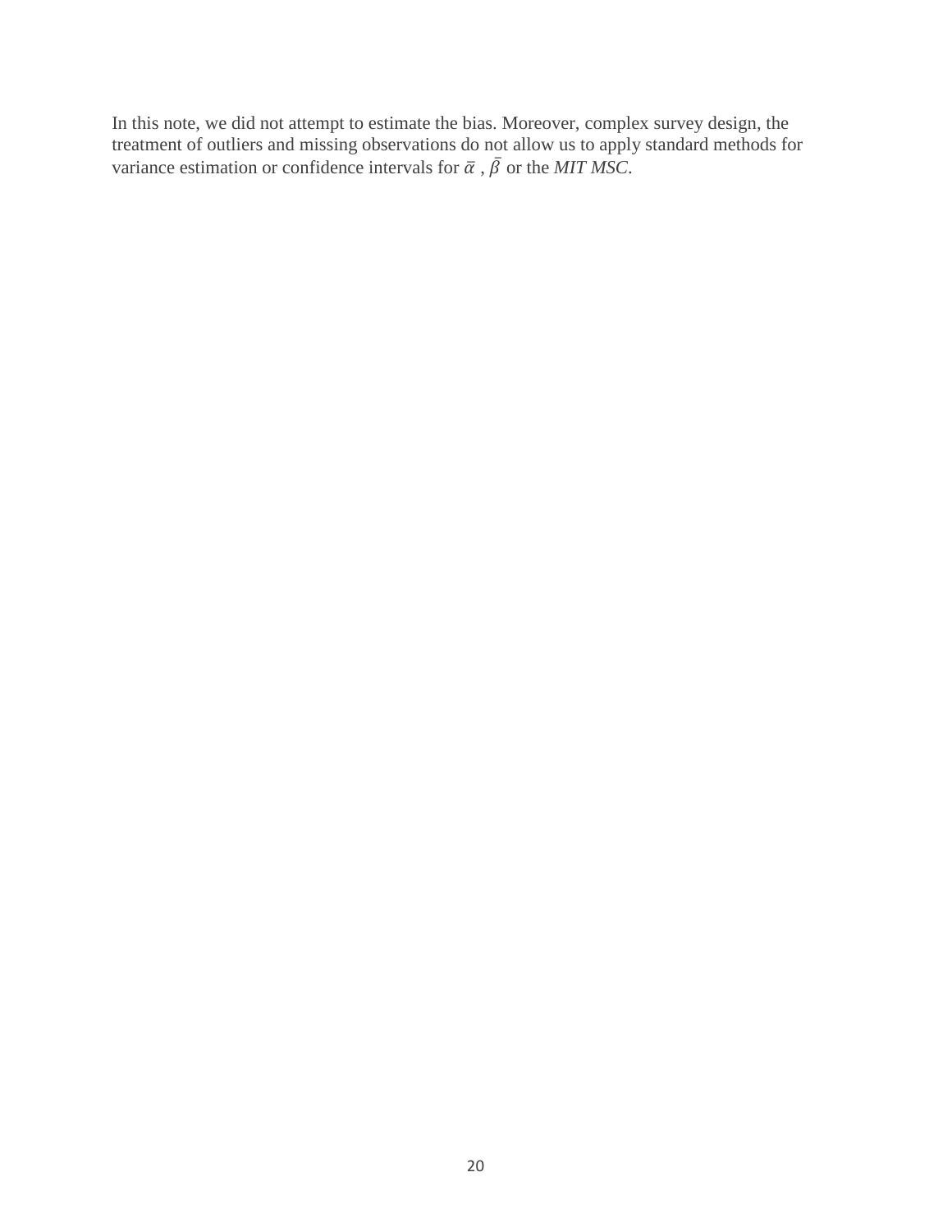In this note, we did not attempt to estimate the bias. Moreover, complex survey design, the treatment of outliers and missing observations do not allow us to apply standard methods for variance estimation or confidence intervals for $\bar{\alpha}$ , $\bar{\beta}$ or the *MIT MSC*.